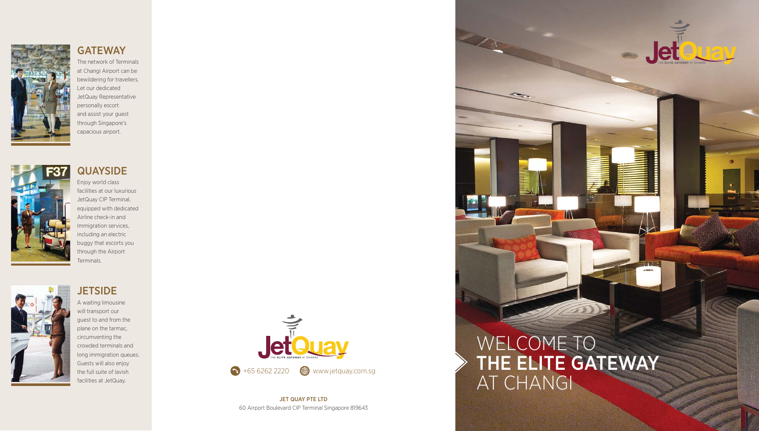## GATEWAY

The network of Terminals at Changi Airport can be bewildering for travellers. Let our dedicated JetQuay Representative personally escort and assist your guest through Singapore's capacious airport.

## QUAYSIDE

Enjoy world class facilities at our luxurious JetQuay CIP Terminal, equipped with dedicated Airline check-in and Immigration services, including an electric buggy that escorts you through the Airport Terminals.

## JETSIDE

A waiting limousine will transport our guest to and from the plane on the tarmac, circumventing the crowded terminals and long immigration queues. Guests will also enjoy the full suite of lavish facilities at JetQuay.

JetQuay
THE ELITE GATEWAY AT CHANGI

+65 6262 2220 www.jetquay.com.sg

**JET QUAY PTE LTD**
60 Airport Boulevard CIP Terminal Singapore 819643

JetQuay
THE ELITE GATEWAY AT CHANGI

# WELCOME TO **THE ELITE GATEWAY** AT CHANGI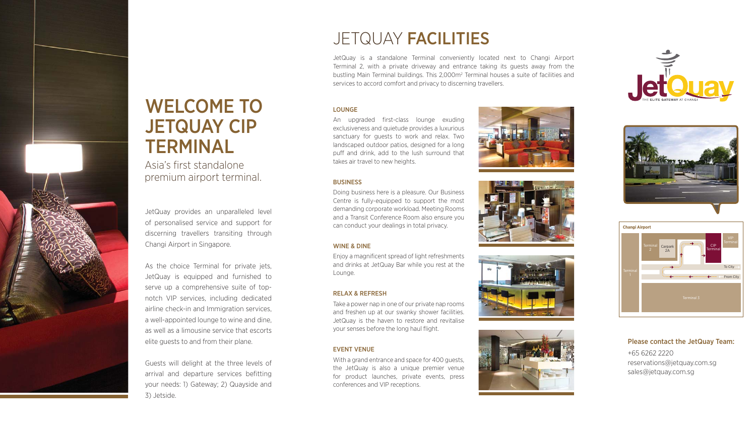# WELCOME TO JETQUAY CIP TERMINAL

Asia's first standalone premium airport terminal.

JetQuay provides an unparalleled level of personalised service and support for discerning travellers transiting through Changi Airport in Singapore.

As the choice Terminal for private jets, JetQuay is equipped and furnished to serve up a comprehensive suite of top-notch VIP services, including dedicated airline check-in and Immigration services, a well-appointed lounge to wine and dine, as well as a limousine service that escorts elite guests to and from their plane.

Guests will delight at the three levels of arrival and departure services befitting your needs: 1) Gateway; 2) Quayside and 3) Jetside.

# JETQUAY **FACILITIES**

JetQuay is a standalone Terminal conveniently located next to Changi Airport Terminal 2, with a private driveway and entrance taking its guests away from the bustling Main Terminal buildings. This 2,000m[2] Terminal houses a suite of facilities and services to accord comfort and privacy to discerning travellers.

### LOUNGE

An upgraded first-class lounge exuding exclusiveness and quietude provides a luxurious sanctuary for guests to work and relax. Two landscaped outdoor patios, designed for a long puff and drink, add to the lush surround that takes air travel to new heights.

### BUSINESS

Doing business here is a pleasure. Our Business Centre is fully-equipped to support the most demanding corporate workload. Meeting Rooms and a Transit Conference Room also ensure you can conduct your dealings in total privacy.

### WINE & DINE

Enjoy a magnificent spread of light refreshments and drinks at JetQuay Bar while you rest at the Lounge.

### RELAX & REFRESH

Take a power nap in one of our private nap rooms and freshen up at our swanky shower facilities. JetQuay is the haven to restore and revitalise your senses before the long haul flight.

### EVENT VENUE

With a grand entrance and space for 400 guests, the JetQuay is also a unique premier venue for product launches, private events, press conferences and VIP receptions.

JetQuay
THE ELITE GATEWAY AT CHANGI

Changi Airport

Terminal 2
Carpark 2A
CIP Terminal
VIP Terminal
Terminal 1
To City
From City
Terminal 3

**Please contact the JetQuay Team:**

+65 6262 2220
reservations@jetquay.com.sg
sales@jetquay.com.sg